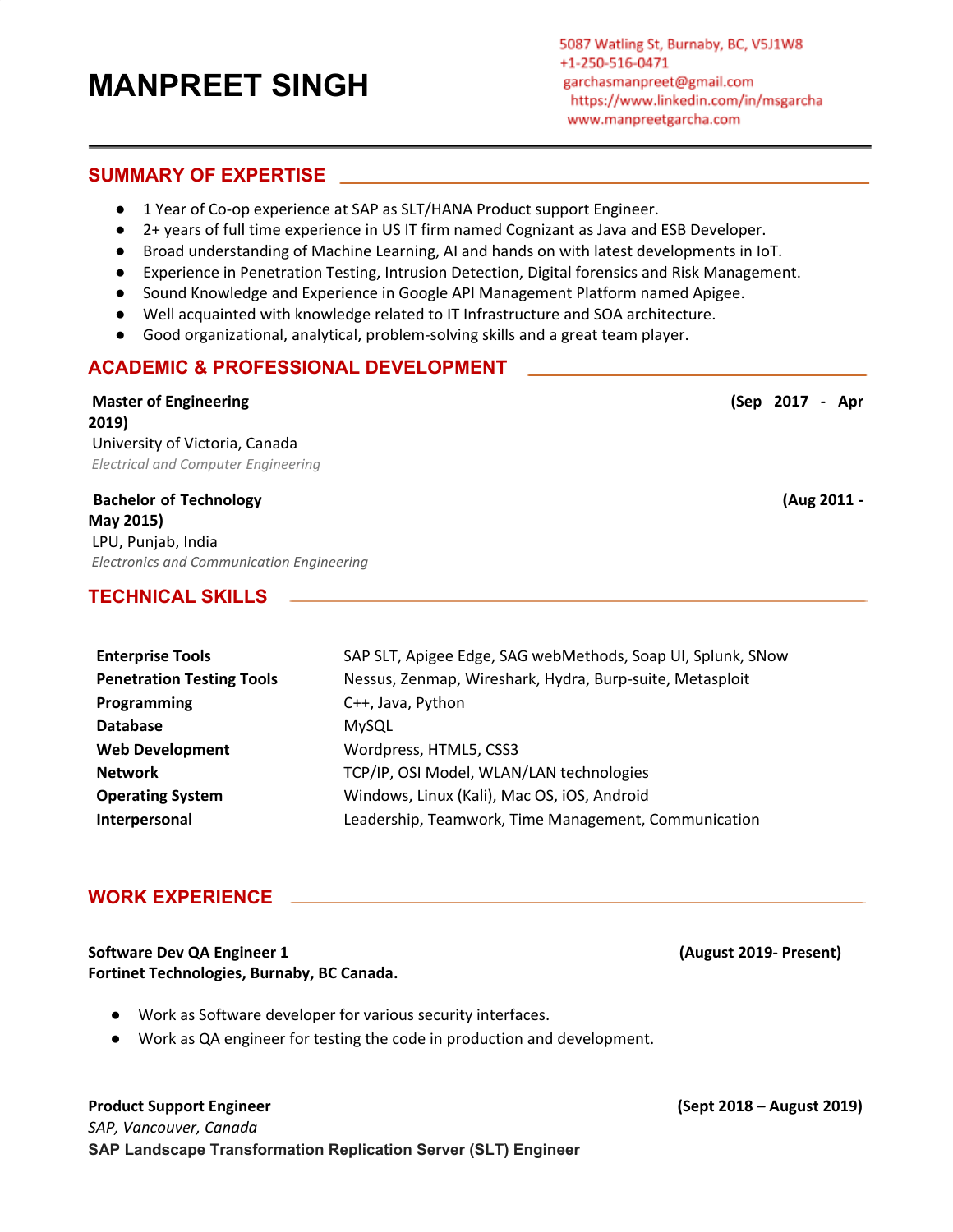# MANPREET SINGH

5087 Watling St, Burnaby, BC, V5J1W8
+1-250-516-0471
garchasmanpreet@gmail.com
https://www.linkedin.com/in/msgarcha
www.manpreetgarcha.com

## SUMMARY OF EXPERTISE

- 1 Year of Co-op experience at SAP as SLT/HANA Product support Engineer.
- 2+ years of full time experience in US IT firm named Cognizant as Java and ESB Developer.
- Broad understanding of Machine Learning, AI and hands on with latest developments in IoT.
- Experience in Penetration Testing, Intrusion Detection, Digital forensics and Risk Management.
- Sound Knowledge and Experience in Google API Management Platform named Apigee.
- Well acquainted with knowledge related to IT Infrastructure and SOA architecture.
- Good organizational, analytical, problem-solving skills and a great team player.

## ACADEMIC & PROFESSIONAL DEVELOPMENT

**Master of Engineering** **(Sep 2017 - Apr 2019)**
University of Victoria, Canada
*Electrical and Computer Engineering*

**Bachelor of Technology** **(Aug 2011 - May 2015)**
LPU, Punjab, India
*Electronics and Communication Engineering*

## TECHNICAL SKILLS

| | |
|---|---|
| **Enterprise Tools** | SAP SLT, Apigee Edge, SAG webMethods, Soap UI, Splunk, SNow |
| **Penetration Testing Tools** | Nessus, Zenmap, Wireshark, Hydra, Burp-suite, Metasploit |
| **Programming** | C++, Java, Python |
| **Database** | MySQL |
| **Web Development** | Wordpress, HTML5, CSS3 |
| **Network** | TCP/IP, OSI Model, WLAN/LAN technologies |
| **Operating System** | Windows, Linux (Kali), Mac OS, iOS, Android |
| **Interpersonal** | Leadership, Teamwork, Time Management, Communication |

## WORK EXPERIENCE

**Software Dev QA Engineer 1** **(August 2019- Present)**
**Fortinet Technologies, Burnaby, BC Canada.**

- Work as Software developer for various security interfaces.
- Work as QA engineer for testing the code in production and development.

**Product Support Engineer** **(Sept 2018 – August 2019)**
*SAP, Vancouver, Canada*
**SAP Landscape Transformation Replication Server (SLT) Engineer**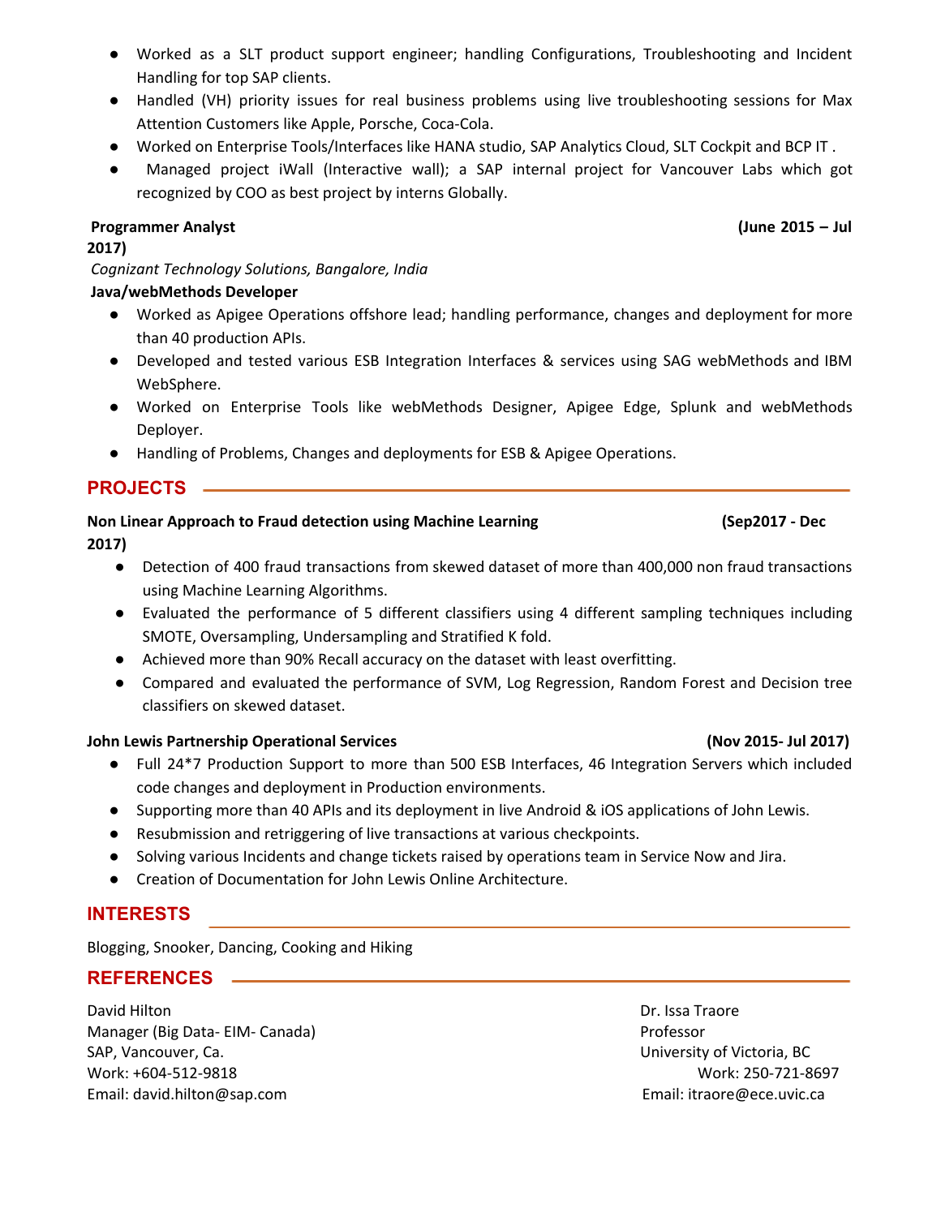- Worked as a SLT product support engineer; handling Configurations, Troubleshooting and Incident Handling for top SAP clients.
- Handled (VH) priority issues for real business problems using live troubleshooting sessions for Max Attention Customers like Apple, Porsche, Coca-Cola.
- Worked on Enterprise Tools/Interfaces like HANA studio, SAP Analytics Cloud, SLT Cockpit and BCP IT .
- Managed project iWall (Interactive wall); a SAP internal project for Vancouver Labs which got recognized by COO as best project by interns Globally.

**Programmer Analyst** **(June 2015 – Jul 2017)**

*Cognizant Technology Solutions, Bangalore, India*

**Java/webMethods Developer**

- Worked as Apigee Operations offshore lead; handling performance, changes and deployment for more than 40 production APIs.
- Developed and tested various ESB Integration Interfaces & services using SAG webMethods and IBM WebSphere.
- Worked on Enterprise Tools like webMethods Designer, Apigee Edge, Splunk and webMethods Deployer.
- Handling of Problems, Changes and deployments for ESB & Apigee Operations.

## PROJECTS

**Non Linear Approach to Fraud detection using Machine Learning** **(Sep2017 - Dec 2017)**

- Detection of 400 fraud transactions from skewed dataset of more than 400,000 non fraud transactions using Machine Learning Algorithms.
- Evaluated the performance of 5 different classifiers using 4 different sampling techniques including SMOTE, Oversampling, Undersampling and Stratified K fold.
- Achieved more than 90% Recall accuracy on the dataset with least overfitting.
- Compared and evaluated the performance of SVM, Log Regression, Random Forest and Decision tree classifiers on skewed dataset.

**John Lewis Partnership Operational Services** **(Nov 2015- Jul 2017)**

- Full 24*7 Production Support to more than 500 ESB Interfaces, 46 Integration Servers which included code changes and deployment in Production environments.
- Supporting more than 40 APIs and its deployment in live Android & iOS applications of John Lewis.
- Resubmission and retriggering of live transactions at various checkpoints.
- Solving various Incidents and change tickets raised by operations team in Service Now and Jira.
- Creation of Documentation for John Lewis Online Architecture.

## INTERESTS

Blogging, Snooker, Dancing, Cooking and Hiking

## REFERENCES

David Hilton
Manager (Big Data- EIM- Canada)
SAP, Vancouver, Ca.
Work: +604-512-9818
Email: david.hilton@sap.com

Dr. Issa Traore
Professor
University of Victoria, BC
Work: 250-721-8697
Email: itraore@ece.uvic.ca